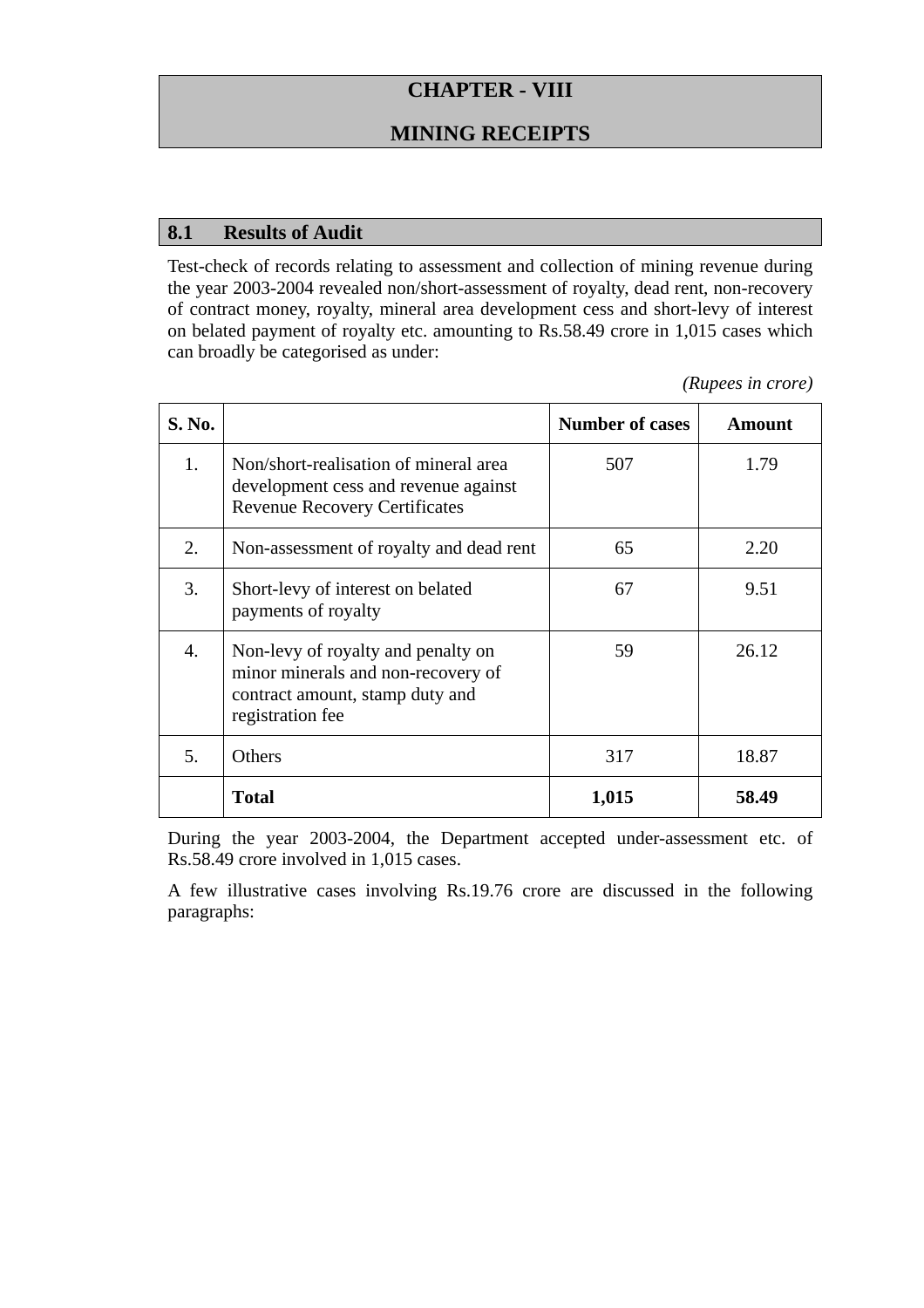# CHAPTER - VIII

# MINING RECEIPTS

## 8.1 Results of Audit

Test-check of records relating to assessment and collection of mining revenue during the year 2003-2004 revealed non/short-assessment of royalty, dead rent, non-recovery of contract money, royalty, mineral area development cess and short-levy of interest on belated payment of royalty etc. amounting to Rs.58.49 crore in 1,015 cases which can broadly be categorised as under:

*(Rupees in crore)*

| S. No. | | Number of cases | Amount |
|---|---|---|---|
| 1. | Non/short-realisation of mineral area development cess and revenue against Revenue Recovery Certificates | 507 | 1.79 |
| 2. | Non-assessment of royalty and dead rent | 65 | 2.20 |
| 3. | Short-levy of interest on belated payments of royalty | 67 | 9.51 |
| 4. | Non-levy of royalty and penalty on minor minerals and non-recovery of contract amount, stamp duty and registration fee | 59 | 26.12 |
| 5. | Others | 317 | 18.87 |
| | **Total** | **1,015** | **58.49** |

During the year 2003-2004, the Department accepted under-assessment etc. of Rs.58.49 crore involved in 1,015 cases.

A few illustrative cases involving Rs.19.76 crore are discussed in the following paragraphs: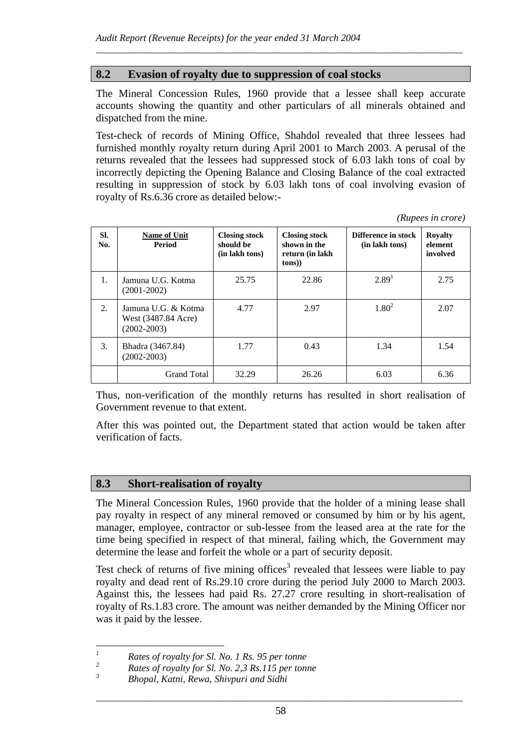## 8.2 Evasion of royalty due to suppression of coal stocks

The Mineral Concession Rules, 1960 provide that a lessee shall keep accurate accounts showing the quantity and other particulars of all minerals obtained and dispatched from the mine.

Test-check of records of Mining Office, Shahdol revealed that three lessees had furnished monthly royalty return during April 2001 to March 2003. A perusal of the returns revealed that the lessees had suppressed stock of 6.03 lakh tons of coal by incorrectly depicting the Opening Balance and Closing Balance of the coal extracted resulting in suppression of stock by 6.03 lakh tons of coal involving evasion of royalty of Rs.6.36 crore as detailed below:-

*(Rupees in crore)*

| Sl. No. | Name of Unit Period | Closing stock should be (in lakh tons) | Closing stock shown in the return (in lakh tons)) | Difference in stock (in lakh tons) | Royalty element involved |
|---|---|---|---|---|---|
| 1. | Jamuna U.G. Kotma (2001-2002) | 25.75 | 22.86 | 2.89[1] | 2.75 |
| 2. | Jamuna U.G. & Kotma West (3487.84 Acre) (2002-2003) | 4.77 | 2.97 | 1.80[2] | 2.07 |
| 3. | Bhadra (3467.84) (2002-2003) | 1.77 | 0.43 | 1.34 | 1.54 |
| | Grand Total | 32.29 | 26.26 | 6.03 | 6.36 |

Thus, non-verification of the monthly returns has resulted in short realisation of Government revenue to that extent.

After this was pointed out, the Department stated that action would be taken after verification of facts.

## 8.3 Short-realisation of royalty

The Mineral Concession Rules, 1960 provide that the holder of a mining lease shall pay royalty in respect of any mineral removed or consumed by him or by his agent, manager, employee, contractor or sub-lessee from the leased area at the rate for the time being specified in respect of that mineral, failing which, the Government may determine the lease and forfeit the whole or a part of security deposit.

Test check of returns of five mining offices[3] revealed that lessees were liable to pay royalty and dead rent of Rs.29.10 crore during the period July 2000 to March 2003. Against this, the lessees had paid Rs. 27.27 crore resulting in short-realisation of royalty of Rs.1.83 crore. The amount was neither demanded by the Mining Officer nor was it paid by the lessee.

---

[1] *Rates of royalty for Sl. No. 1 Rs. 95 per tonne*

[2] *Rates of royalty for Sl. No. 2,3 Rs.115 per tonne*

[3] *Bhopal, Katni, Rewa, Shivpuri and Sidhi*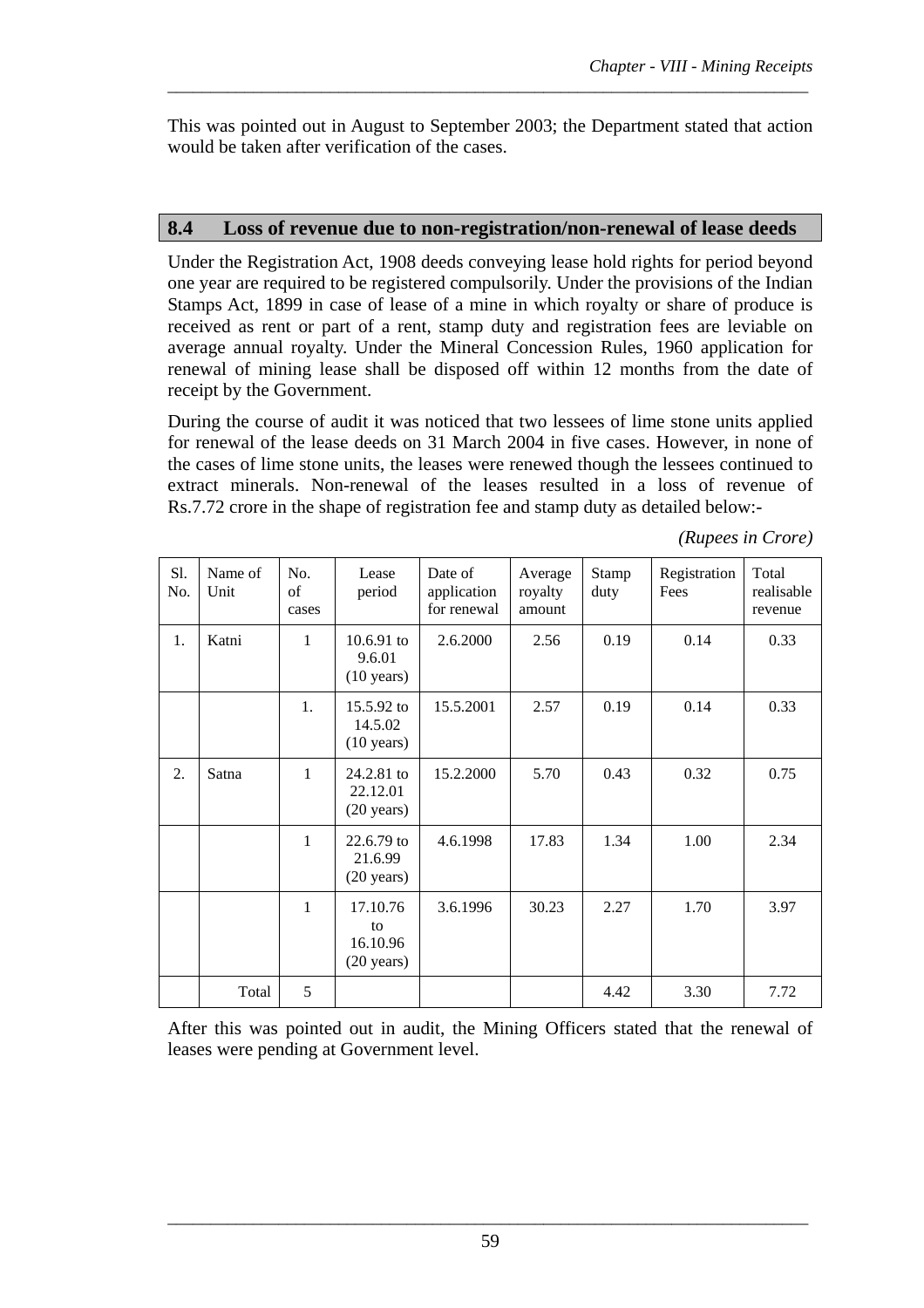This was pointed out in August to September 2003; the Department stated that action would be taken after verification of the cases.

## 8.4 Loss of revenue due to non-registration/non-renewal of lease deeds

Under the Registration Act, 1908 deeds conveying lease hold rights for period beyond one year are required to be registered compulsorily. Under the provisions of the Indian Stamps Act, 1899 in case of lease of a mine in which royalty or share of produce is received as rent or part of a rent, stamp duty and registration fees are leviable on average annual royalty. Under the Mineral Concession Rules, 1960 application for renewal of mining lease shall be disposed off within 12 months from the date of receipt by the Government.

During the course of audit it was noticed that two lessees of lime stone units applied for renewal of the lease deeds on 31 March 2004 in five cases. However, in none of the cases of lime stone units, the leases were renewed though the lessees continued to extract minerals. Non-renewal of the leases resulted in a loss of revenue of Rs.7.72 crore in the shape of registration fee and stamp duty as detailed below:-

*(Rupees in Crore)*

| Sl. No. | Name of Unit | No. of cases | Lease period | Date of application for renewal | Average royalty amount | Stamp duty | Registration Fees | Total realisable revenue |
|---|---|---|---|---|---|---|---|---|
| 1. | Katni | 1 | 10.6.91 to 9.6.01 (10 years) | 2.6.2000 | 2.56 | 0.19 | 0.14 | 0.33 |
| | | 1. | 15.5.92 to 14.5.02 (10 years) | 15.5.2001 | 2.57 | 0.19 | 0.14 | 0.33 |
| 2. | Satna | 1 | 24.2.81 to 22.12.01 (20 years) | 15.2.2000 | 5.70 | 0.43 | 0.32 | 0.75 |
| | | 1 | 22.6.79 to 21.6.99 (20 years) | 4.6.1998 | 17.83 | 1.34 | 1.00 | 2.34 |
| | | 1 | 17.10.76 to 16.10.96 (20 years) | 3.6.1996 | 30.23 | 2.27 | 1.70 | 3.97 |
| | Total | 5 | | | | 4.42 | 3.30 | 7.72 |

After this was pointed out in audit, the Mining Officers stated that the renewal of leases were pending at Government level.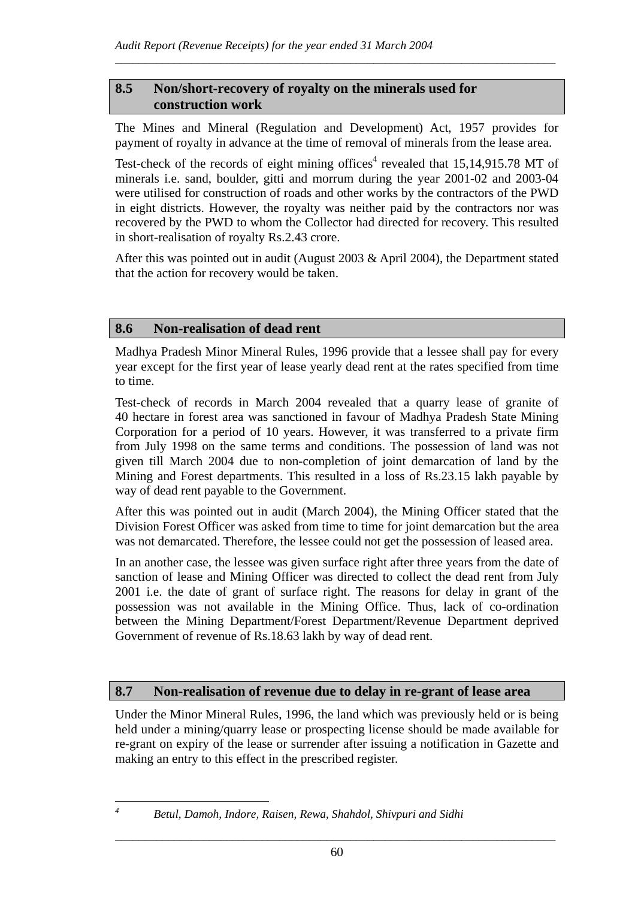## 8.5 Non/short-recovery of royalty on the minerals used for construction work

The Mines and Mineral (Regulation and Development) Act, 1957 provides for payment of royalty in advance at the time of removal of minerals from the lease area.

Test-check of the records of eight mining offices[4] revealed that 15,14,915.78 MT of minerals i.e. sand, boulder, gitti and morrum during the year 2001-02 and 2003-04 were utilised for construction of roads and other works by the contractors of the PWD in eight districts. However, the royalty was neither paid by the contractors nor was recovered by the PWD to whom the Collector had directed for recovery. This resulted in short-realisation of royalty Rs.2.43 crore.

After this was pointed out in audit (August 2003 & April 2004), the Department stated that the action for recovery would be taken.

## 8.6 Non-realisation of dead rent

Madhya Pradesh Minor Mineral Rules, 1996 provide that a lessee shall pay for every year except for the first year of lease yearly dead rent at the rates specified from time to time.

Test-check of records in March 2004 revealed that a quarry lease of granite of 40 hectare in forest area was sanctioned in favour of Madhya Pradesh State Mining Corporation for a period of 10 years. However, it was transferred to a private firm from July 1998 on the same terms and conditions. The possession of land was not given till March 2004 due to non-completion of joint demarcation of land by the Mining and Forest departments. This resulted in a loss of Rs.23.15 lakh payable by way of dead rent payable to the Government.

After this was pointed out in audit (March 2004), the Mining Officer stated that the Division Forest Officer was asked from time to time for joint demarcation but the area was not demarcated. Therefore, the lessee could not get the possession of leased area.

In an another case, the lessee was given surface right after three years from the date of sanction of lease and Mining Officer was directed to collect the dead rent from July 2001 i.e. the date of grant of surface right. The reasons for delay in grant of the possession was not available in the Mining Office. Thus, lack of co-ordination between the Mining Department/Forest Department/Revenue Department deprived Government of revenue of Rs.18.63 lakh by way of dead rent.

## 8.7 Non-realisation of revenue due to delay in re-grant of lease area

Under the Minor Mineral Rules, 1996, the land which was previously held or is being held under a mining/quarry lease or prospecting license should be made available for re-grant on expiry of the lease or surrender after issuing a notification in Gazette and making an entry to this effect in the prescribed register.

---

[4] *Betul, Damoh, Indore, Raisen, Rewa, Shahdol, Shivpuri and Sidhi*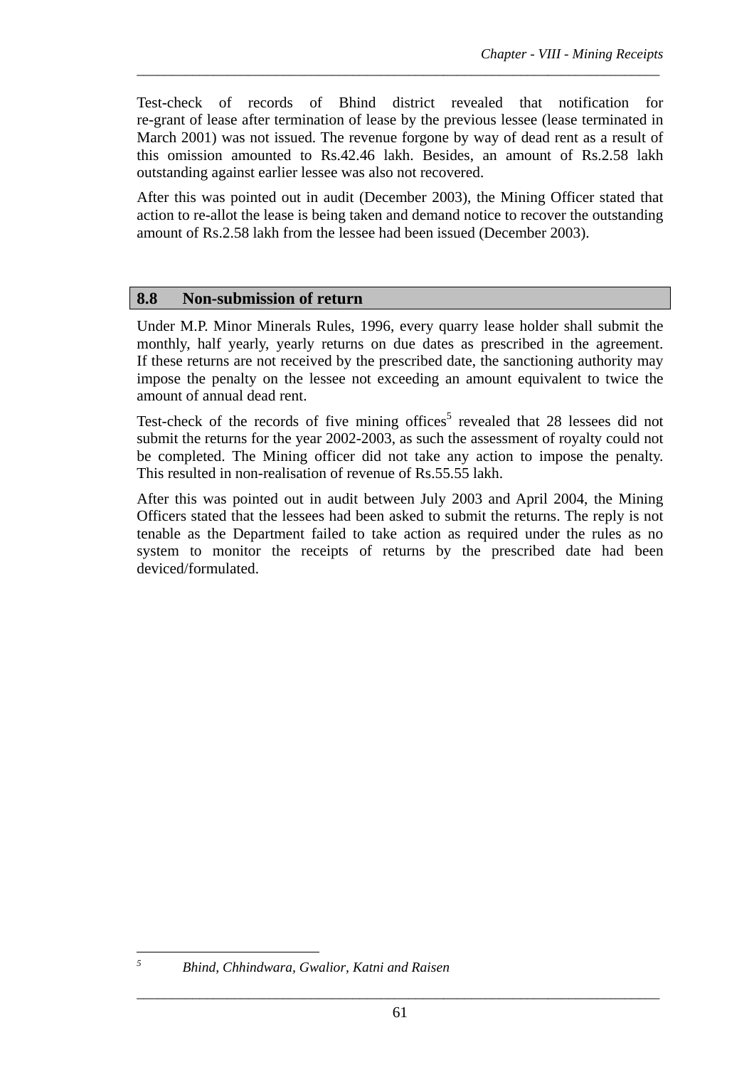Test-check of records of Bhind district revealed that notification for re-grant of lease after termination of lease by the previous lessee (lease terminated in March 2001) was not issued. The revenue forgone by way of dead rent as a result of this omission amounted to Rs.42.46 lakh. Besides, an amount of Rs.2.58 lakh outstanding against earlier lessee was also not recovered.

After this was pointed out in audit (December 2003), the Mining Officer stated that action to re-allot the lease is being taken and demand notice to recover the outstanding amount of Rs.2.58 lakh from the lessee had been issued (December 2003).

## 8.8 Non-submission of return

Under M.P. Minor Minerals Rules, 1996, every quarry lease holder shall submit the monthly, half yearly, yearly returns on due dates as prescribed in the agreement. If these returns are not received by the prescribed date, the sanctioning authority may impose the penalty on the lessee not exceeding an amount equivalent to twice the amount of annual dead rent.

Test-check of the records of five mining offices[5] revealed that 28 lessees did not submit the returns for the year 2002-2003, as such the assessment of royalty could not be completed. The Mining officer did not take any action to impose the penalty. This resulted in non-realisation of revenue of Rs.55.55 lakh.

After this was pointed out in audit between July 2003 and April 2004, the Mining Officers stated that the lessees had been asked to submit the returns. The reply is not tenable as the Department failed to take action as required under the rules as no system to monitor the receipts of returns by the prescribed date had been deviced/formulated.

---

[5] *Bhind, Chhindwara, Gwalior, Katni and Raisen*